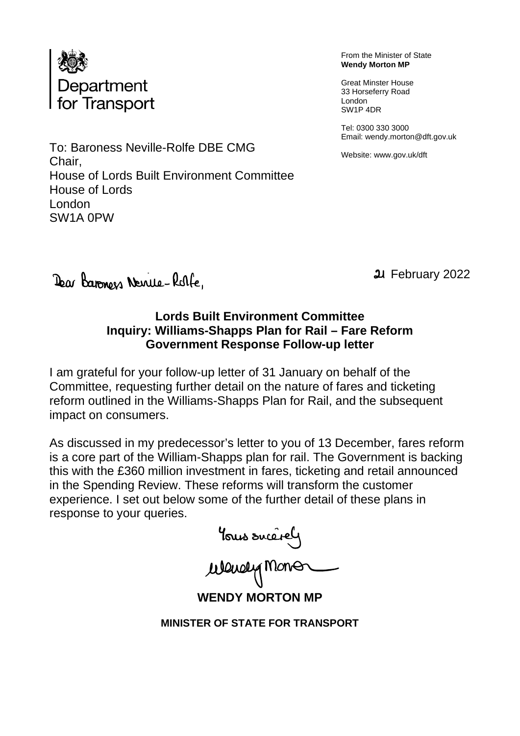Department for Transport

From the Minister of State
**Wendy Morton MP**

Great Minster House
33 Horseferry Road
London
SW1P 4DR

Tel: 0300 330 3000
Email: wendy.morton@dft.gov.uk

Website: www.gov.uk/dft

To: Baroness Neville-Rolfe DBE CMG
Chair,
House of Lords Built Environment Committee
House of Lords
London
SW1A 0PW

21 February 2022

Dear Baroness Neville-Rolfe,

**Lords Built Environment Committee**
**Inquiry: Williams-Shapps Plan for Rail – Fare Reform**
**Government Response Follow-up letter**

I am grateful for your follow-up letter of 31 January on behalf of the Committee, requesting further detail on the nature of fares and ticketing reform outlined in the Williams-Shapps Plan for Rail, and the subsequent impact on consumers.

As discussed in my predecessor's letter to you of 13 December, fares reform is a core part of the William-Shapps plan for rail. The Government is backing this with the £360 million investment in fares, ticketing and retail announced in the Spending Review. These reforms will transform the customer experience. I set out below some of the further detail of these plans in response to your queries.

Yours sincerely

Wendy Morton

**WENDY MORTON MP**

**MINISTER OF STATE FOR TRANSPORT**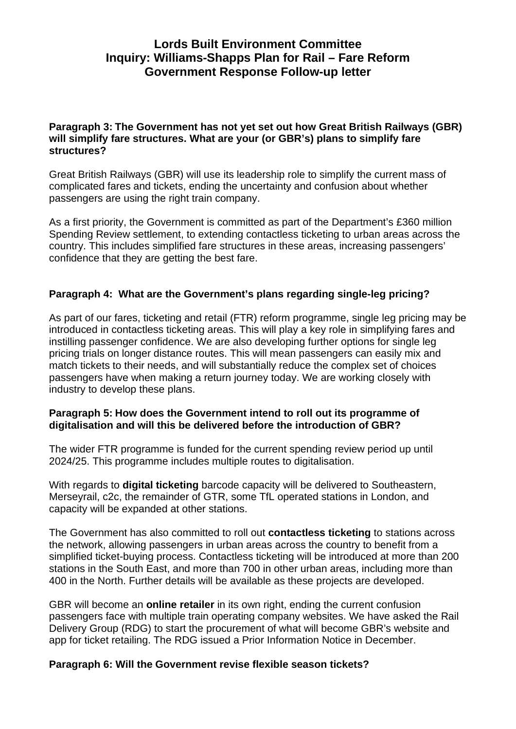# Lords Built Environment Committee
# Inquiry: Williams-Shapps Plan for Rail – Fare Reform
# Government Response Follow-up letter

**Paragraph 3: The Government has not yet set out how Great British Railways (GBR) will simplify fare structures. What are your (or GBR's) plans to simplify fare structures?**

Great British Railways (GBR) will use its leadership role to simplify the current mass of complicated fares and tickets, ending the uncertainty and confusion about whether passengers are using the right train company.

As a first priority, the Government is committed as part of the Department's £360 million Spending Review settlement, to extending contactless ticketing to urban areas across the country. This includes simplified fare structures in these areas, increasing passengers' confidence that they are getting the best fare.

**Paragraph 4: What are the Government's plans regarding single-leg pricing?**

As part of our fares, ticketing and retail (FTR) reform programme, single leg pricing may be introduced in contactless ticketing areas. This will play a key role in simplifying fares and instilling passenger confidence. We are also developing further options for single leg pricing trials on longer distance routes. This will mean passengers can easily mix and match tickets to their needs, and will substantially reduce the complex set of choices passengers have when making a return journey today. We are working closely with industry to develop these plans.

**Paragraph 5: How does the Government intend to roll out its programme of digitalisation and will this be delivered before the introduction of GBR?**

The wider FTR programme is funded for the current spending review period up until 2024/25. This programme includes multiple routes to digitalisation.

With regards to **digital ticketing** barcode capacity will be delivered to Southeastern, Merseyrail, c2c, the remainder of GTR, some TfL operated stations in London, and capacity will be expanded at other stations.

The Government has also committed to roll out **contactless ticketing** to stations across the network, allowing passengers in urban areas across the country to benefit from a simplified ticket-buying process. Contactless ticketing will be introduced at more than 200 stations in the South East, and more than 700 in other urban areas, including more than 400 in the North. Further details will be available as these projects are developed.

GBR will become an **online retailer** in its own right, ending the current confusion passengers face with multiple train operating company websites. We have asked the Rail Delivery Group (RDG) to start the procurement of what will become GBR's website and app for ticket retailing. The RDG issued a Prior Information Notice in December.

**Paragraph 6: Will the Government revise flexible season tickets?**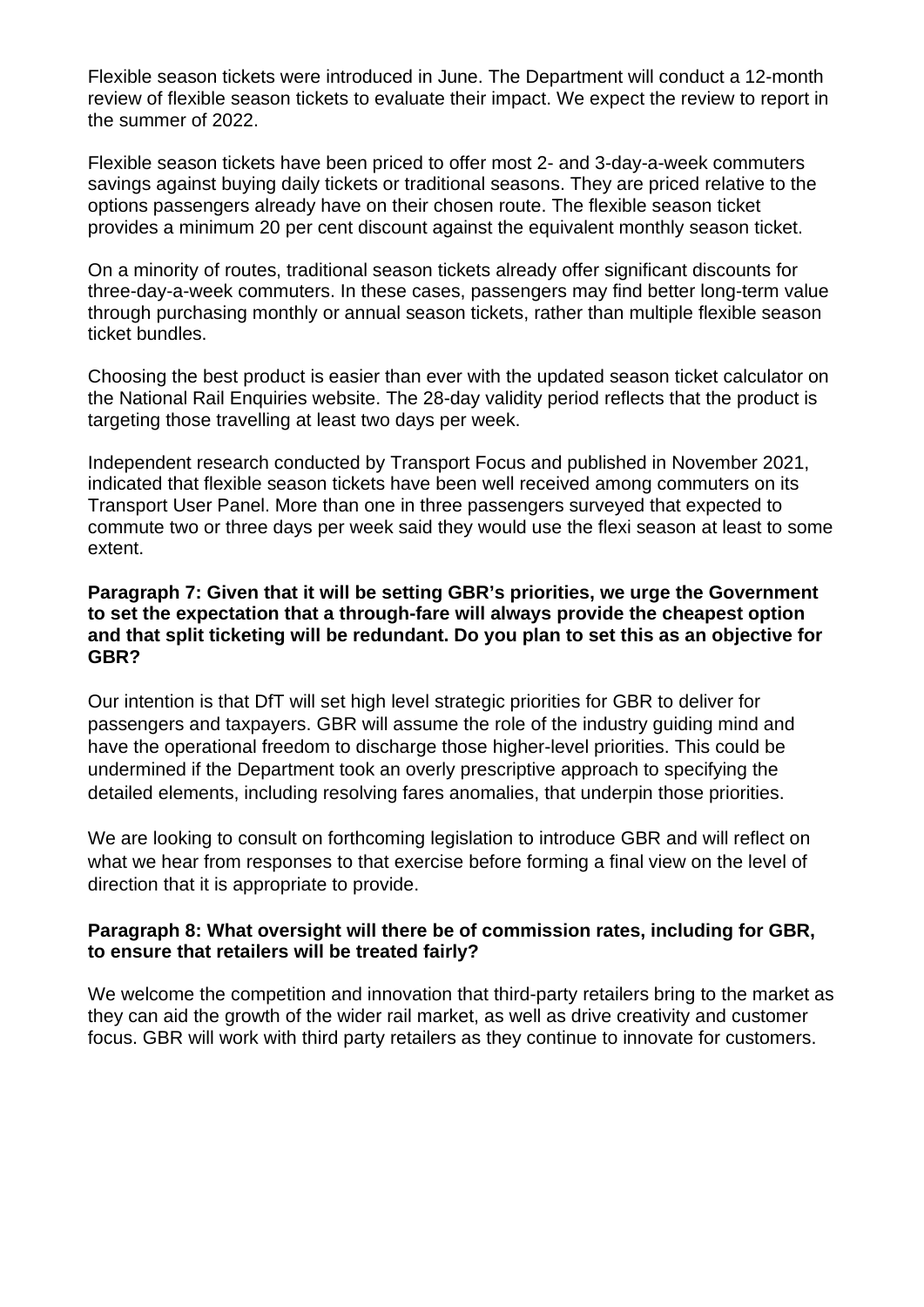Flexible season tickets were introduced in June. The Department will conduct a 12-month review of flexible season tickets to evaluate their impact. We expect the review to report in the summer of 2022.

Flexible season tickets have been priced to offer most 2- and 3-day-a-week commuters savings against buying daily tickets or traditional seasons. They are priced relative to the options passengers already have on their chosen route. The flexible season ticket provides a minimum 20 per cent discount against the equivalent monthly season ticket.

On a minority of routes, traditional season tickets already offer significant discounts for three-day-a-week commuters. In these cases, passengers may find better long-term value through purchasing monthly or annual season tickets, rather than multiple flexible season ticket bundles.

Choosing the best product is easier than ever with the updated season ticket calculator on the National Rail Enquiries website. The 28-day validity period reflects that the product is targeting those travelling at least two days per week.

Independent research conducted by Transport Focus and published in November 2021, indicated that flexible season tickets have been well received among commuters on its Transport User Panel. More than one in three passengers surveyed that expected to commute two or three days per week said they would use the flexi season at least to some extent.

**Paragraph 7: Given that it will be setting GBR's priorities, we urge the Government to set the expectation that a through-fare will always provide the cheapest option and that split ticketing will be redundant. Do you plan to set this as an objective for GBR?**

Our intention is that DfT will set high level strategic priorities for GBR to deliver for passengers and taxpayers. GBR will assume the role of the industry guiding mind and have the operational freedom to discharge those higher-level priorities. This could be undermined if the Department took an overly prescriptive approach to specifying the detailed elements, including resolving fares anomalies, that underpin those priorities.

We are looking to consult on forthcoming legislation to introduce GBR and will reflect on what we hear from responses to that exercise before forming a final view on the level of direction that it is appropriate to provide.

**Paragraph 8: What oversight will there be of commission rates, including for GBR, to ensure that retailers will be treated fairly?**

We welcome the competition and innovation that third-party retailers bring to the market as they can aid the growth of the wider rail market, as well as drive creativity and customer focus. GBR will work with third party retailers as they continue to innovate for customers.